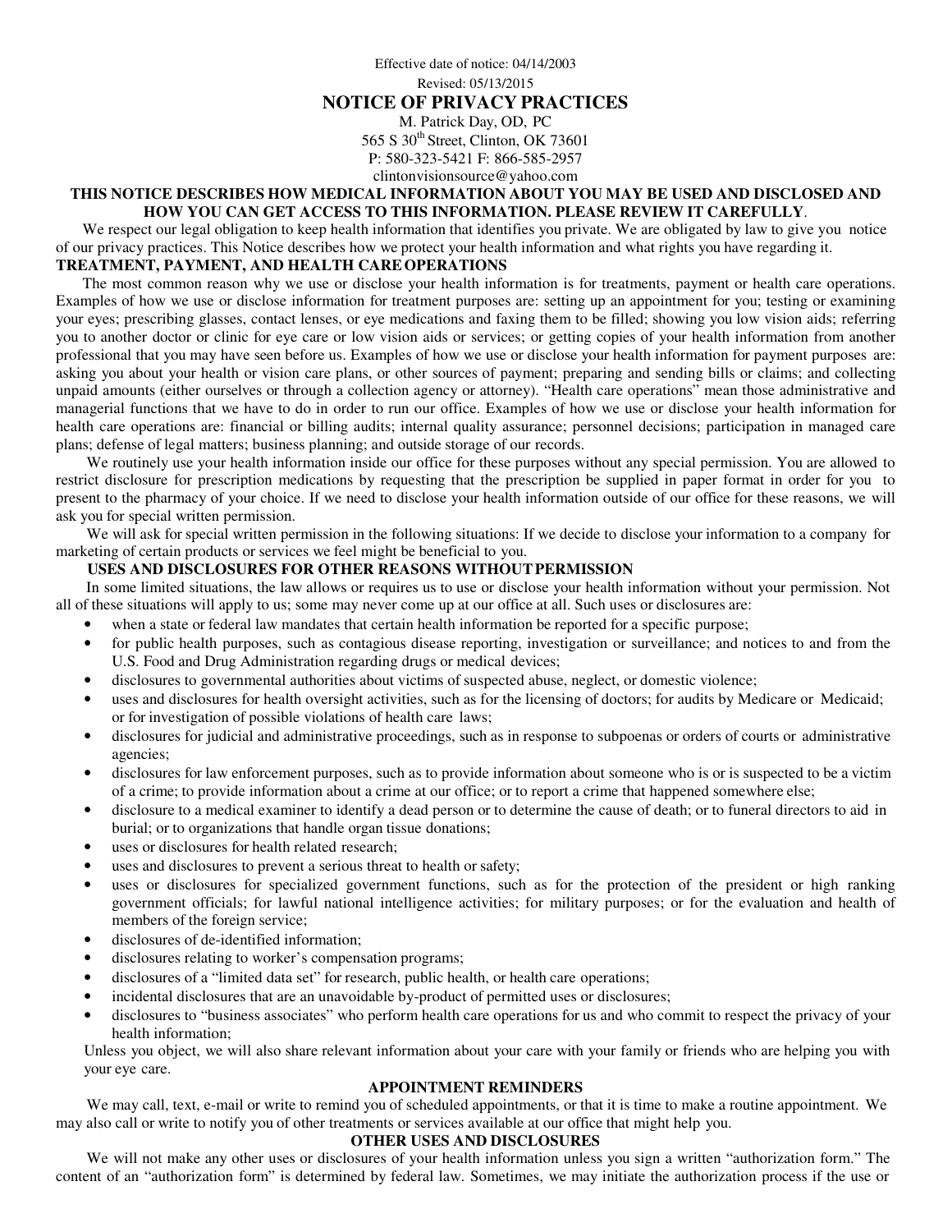Effective date of notice: 04/14/2003

Revised: 05/13/2015

# NOTICE OF PRIVACY PRACTICES

M. Patrick Day, OD, PC
565 S 30th Street, Clinton, OK 73601
P: 580-323-5421 F: 866-585-2957
clintonvisionsource@yahoo.com

**THIS NOTICE DESCRIBES HOW MEDICAL INFORMATION ABOUT YOU MAY BE USED AND DISCLOSED AND HOW YOU CAN GET ACCESS TO THIS INFORMATION. PLEASE REVIEW IT CAREFULLY**.

We respect our legal obligation to keep health information that identifies you private. We are obligated by law to give you notice of our privacy practices. This Notice describes how we protect your health information and what rights you have regarding it.

## TREATMENT, PAYMENT, AND HEALTH CARE OPERATIONS

The most common reason why we use or disclose your health information is for treatments, payment or health care operations. Examples of how we use or disclose information for treatment purposes are: setting up an appointment for you; testing or examining your eyes; prescribing glasses, contact lenses, or eye medications and faxing them to be filled; showing you low vision aids; referring you to another doctor or clinic for eye care or low vision aids or services; or getting copies of your health information from another professional that you may have seen before us. Examples of how we use or disclose your health information for payment purposes are: asking you about your health or vision care plans, or other sources of payment; preparing and sending bills or claims; and collecting unpaid amounts (either ourselves or through a collection agency or attorney). "Health care operations" mean those administrative and managerial functions that we have to do in order to run our office. Examples of how we use or disclose your health information for health care operations are: financial or billing audits; internal quality assurance; personnel decisions; participation in managed care plans; defense of legal matters; business planning; and outside storage of our records.

We routinely use your health information inside our office for these purposes without any special permission. You are allowed to restrict disclosure for prescription medications by requesting that the prescription be supplied in paper format in order for you to present to the pharmacy of your choice. If we need to disclose your health information outside of our office for these reasons, we will ask you for special written permission.

We will ask for special written permission in the following situations: If we decide to disclose your information to a company for marketing of certain products or services we feel might be beneficial to you.

## USES AND DISCLOSURES FOR OTHER REASONS WITHOUT PERMISSION

In some limited situations, the law allows or requires us to use or disclose your health information without your permission. Not all of these situations will apply to us; some may never come up at our office at all. Such uses or disclosures are:

- when a state or federal law mandates that certain health information be reported for a specific purpose;
- for public health purposes, such as contagious disease reporting, investigation or surveillance; and notices to and from the U.S. Food and Drug Administration regarding drugs or medical devices;
- disclosures to governmental authorities about victims of suspected abuse, neglect, or domestic violence;
- uses and disclosures for health oversight activities, such as for the licensing of doctors; for audits by Medicare or Medicaid; or for investigation of possible violations of health care laws;
- disclosures for judicial and administrative proceedings, such as in response to subpoenas or orders of courts or administrative agencies;
- disclosures for law enforcement purposes, such as to provide information about someone who is or is suspected to be a victim of a crime; to provide information about a crime at our office; or to report a crime that happened somewhere else;
- disclosure to a medical examiner to identify a dead person or to determine the cause of death; or to funeral directors to aid in burial; or to organizations that handle organ tissue donations;
- uses or disclosures for health related research;
- uses and disclosures to prevent a serious threat to health or safety;
- uses or disclosures for specialized government functions, such as for the protection of the president or high ranking government officials; for lawful national intelligence activities; for military purposes; or for the evaluation and health of members of the foreign service;
- disclosures of de-identified information;
- disclosures relating to worker's compensation programs;
- disclosures of a "limited data set" for research, public health, or health care operations;
- incidental disclosures that are an unavoidable by-product of permitted uses or disclosures;
- disclosures to "business associates" who perform health care operations for us and who commit to respect the privacy of your health information;

Unless you object, we will also share relevant information about your care with your family or friends who are helping you with your eye care.

## APPOINTMENT REMINDERS

We may call, text, e-mail or write to remind you of scheduled appointments, or that it is time to make a routine appointment. We may also call or write to notify you of other treatments or services available at our office that might help you.

## OTHER USES AND DISCLOSURES

We will not make any other uses or disclosures of your health information unless you sign a written "authorization form." The content of an "authorization form" is determined by federal law. Sometimes, we may initiate the authorization process if the use or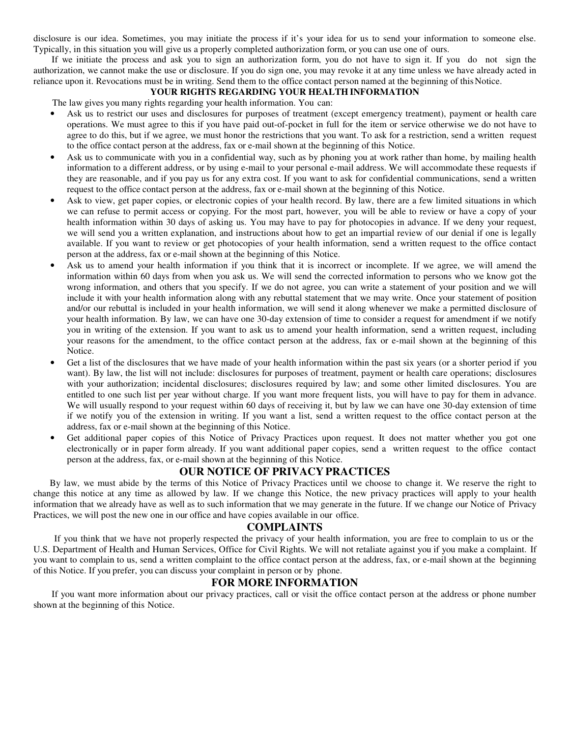disclosure is our idea. Sometimes, you may initiate the process if it's your idea for us to send your information to someone else. Typically, in this situation you will give us a properly completed authorization form, or you can use one of ours.

If we initiate the process and ask you to sign an authorization form, you do not have to sign it. If you do not sign the authorization, we cannot make the use or disclosure. If you do sign one, you may revoke it at any time unless we have already acted in reliance upon it. Revocations must be in writing. Send them to the office contact person named at the beginning of this Notice.

### YOUR RIGHTS REGARDING YOUR HEALTH INFORMATION

The law gives you many rights regarding your health information. You can:

- Ask us to restrict our uses and disclosures for purposes of treatment (except emergency treatment), payment or health care operations. We must agree to this if you have paid out-of-pocket in full for the item or service otherwise we do not have to agree to do this, but if we agree, we must honor the restrictions that you want. To ask for a restriction, send a written request to the office contact person at the address, fax or e-mail shown at the beginning of this Notice.
- Ask us to communicate with you in a confidential way, such as by phoning you at work rather than home, by mailing health information to a different address, or by using e-mail to your personal e-mail address. We will accommodate these requests if they are reasonable, and if you pay us for any extra cost. If you want to ask for confidential communications, send a written request to the office contact person at the address, fax or e-mail shown at the beginning of this Notice.
- Ask to view, get paper copies, or electronic copies of your health record. By law, there are a few limited situations in which we can refuse to permit access or copying. For the most part, however, you will be able to review or have a copy of your health information within 30 days of asking us. You may have to pay for photocopies in advance. If we deny your request, we will send you a written explanation, and instructions about how to get an impartial review of our denial if one is legally available. If you want to review or get photocopies of your health information, send a written request to the office contact person at the address, fax or e-mail shown at the beginning of this Notice.
- Ask us to amend your health information if you think that it is incorrect or incomplete. If we agree, we will amend the information within 60 days from when you ask us. We will send the corrected information to persons who we know got the wrong information, and others that you specify. If we do not agree, you can write a statement of your position and we will include it with your health information along with any rebuttal statement that we may write. Once your statement of position and/or our rebuttal is included in your health information, we will send it along whenever we make a permitted disclosure of your health information. By law, we can have one 30-day extension of time to consider a request for amendment if we notify you in writing of the extension. If you want to ask us to amend your health information, send a written request, including your reasons for the amendment, to the office contact person at the address, fax or e-mail shown at the beginning of this Notice.
- Get a list of the disclosures that we have made of your health information within the past six years (or a shorter period if you want). By law, the list will not include: disclosures for purposes of treatment, payment or health care operations; disclosures with your authorization; incidental disclosures; disclosures required by law; and some other limited disclosures. You are entitled to one such list per year without charge. If you want more frequent lists, you will have to pay for them in advance. We will usually respond to your request within 60 days of receiving it, but by law we can have one 30-day extension of time if we notify you of the extension in writing. If you want a list, send a written request to the office contact person at the address, fax or e-mail shown at the beginning of this Notice.
- Get additional paper copies of this Notice of Privacy Practices upon request. It does not matter whether you got one electronically or in paper form already. If you want additional paper copies, send a written request to the office contact person at the address, fax, or e-mail shown at the beginning of this Notice.

## OUR NOTICE OF PRIVACY PRACTICES

By law, we must abide by the terms of this Notice of Privacy Practices until we choose to change it. We reserve the right to change this notice at any time as allowed by law. If we change this Notice, the new privacy practices will apply to your health information that we already have as well as to such information that we may generate in the future. If we change our Notice of Privacy Practices, we will post the new one in our office and have copies available in our office.

## COMPLAINTS

If you think that we have not properly respected the privacy of your health information, you are free to complain to us or the U.S. Department of Health and Human Services, Office for Civil Rights. We will not retaliate against you if you make a complaint. If you want to complain to us, send a written complaint to the office contact person at the address, fax, or e-mail shown at the beginning of this Notice. If you prefer, you can discuss your complaint in person or by phone.

## FOR MORE INFORMATION

If you want more information about our privacy practices, call or visit the office contact person at the address or phone number shown at the beginning of this Notice.